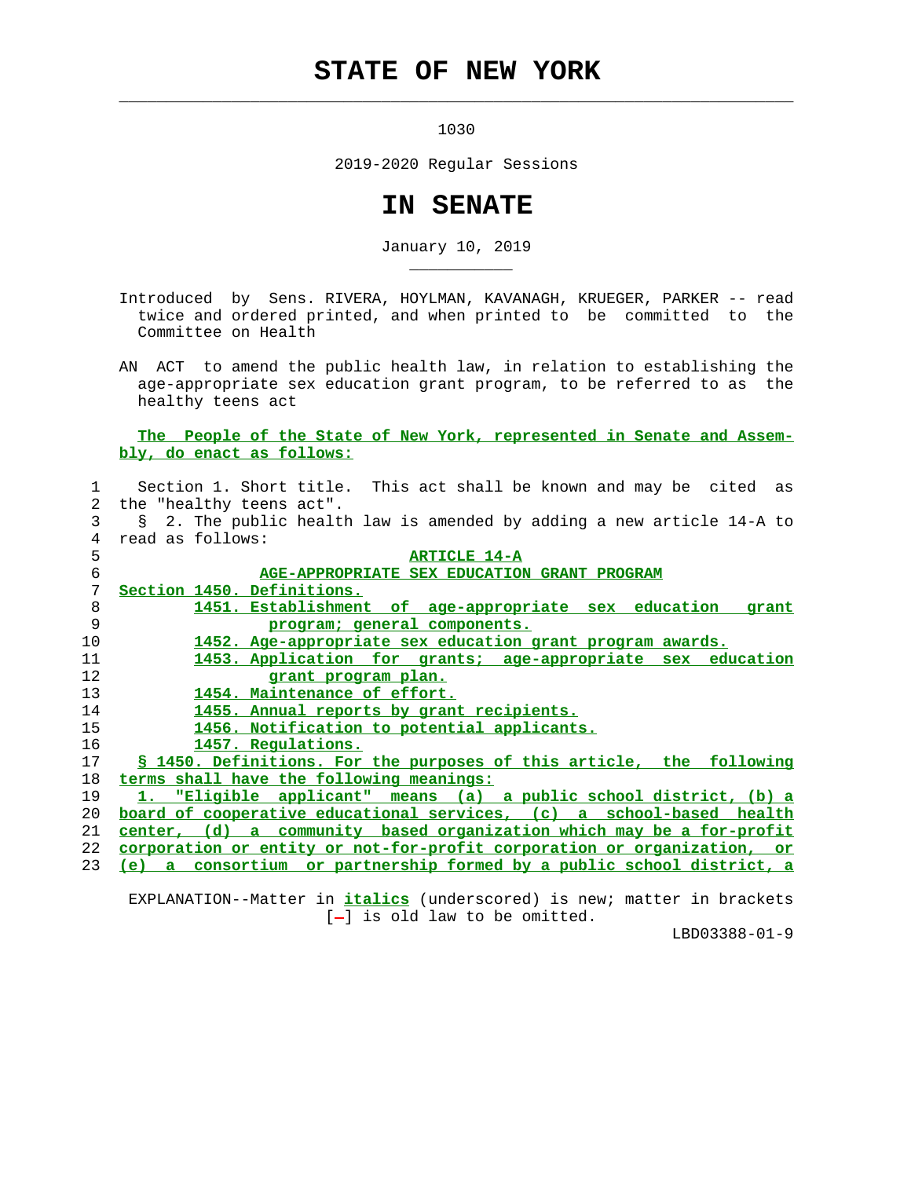# STATE OF NEW YORK

1030

2019-2020 Regular Sessions

# IN SENATE

January 10, 2019

Introduced by Sens. RIVERA, HOYLMAN, KAVANAGH, KRUEGER, PARKER -- read twice and ordered printed, and when printed to be committed to the Committee on Health

AN ACT to amend the public health law, in relation to establishing the age-appropriate sex education grant program, to be referred to as the healthy teens act

**The People of the State of New York, represented in Senate and Assembly, do enact as follows:**

1 Section 1. Short title. This act shall be known and may be cited as
2 the "healthy teens act".
3 § 2. The public health law is amended by adding a new article 14-A to
4 read as follows:

5 **ARTICLE 14-A**

6 **AGE-APPROPRIATE SEX EDUCATION GRANT PROGRAM**

7 Section 1450. Definitions.
8 1451. Establishment of age-appropriate sex education grant
9 program; general components.
10 1452. Age-appropriate sex education grant program awards.
11 1453. Application for grants; age-appropriate sex education
12 grant program plan.
13 1454. Maintenance of effort.
14 1455. Annual reports by grant recipients.
15 1456. Notification to potential applicants.
16 1457. Regulations.
17 § 1450. Definitions. For the purposes of this article, the following
18 terms shall have the following meanings:
19 1. "Eligible applicant" means (a) a public school district, (b) a
20 board of cooperative educational services, (c) a school-based health
21 center, (d) a community based organization which may be a for-profit
22 corporation or entity or not-for-profit corporation or organization, or
23 (e) a consortium or partnership formed by a public school district, a

EXPLANATION--Matter in *italics* (underscored) is new; matter in brackets [-] is old law to be omitted.

LBD03388-01-9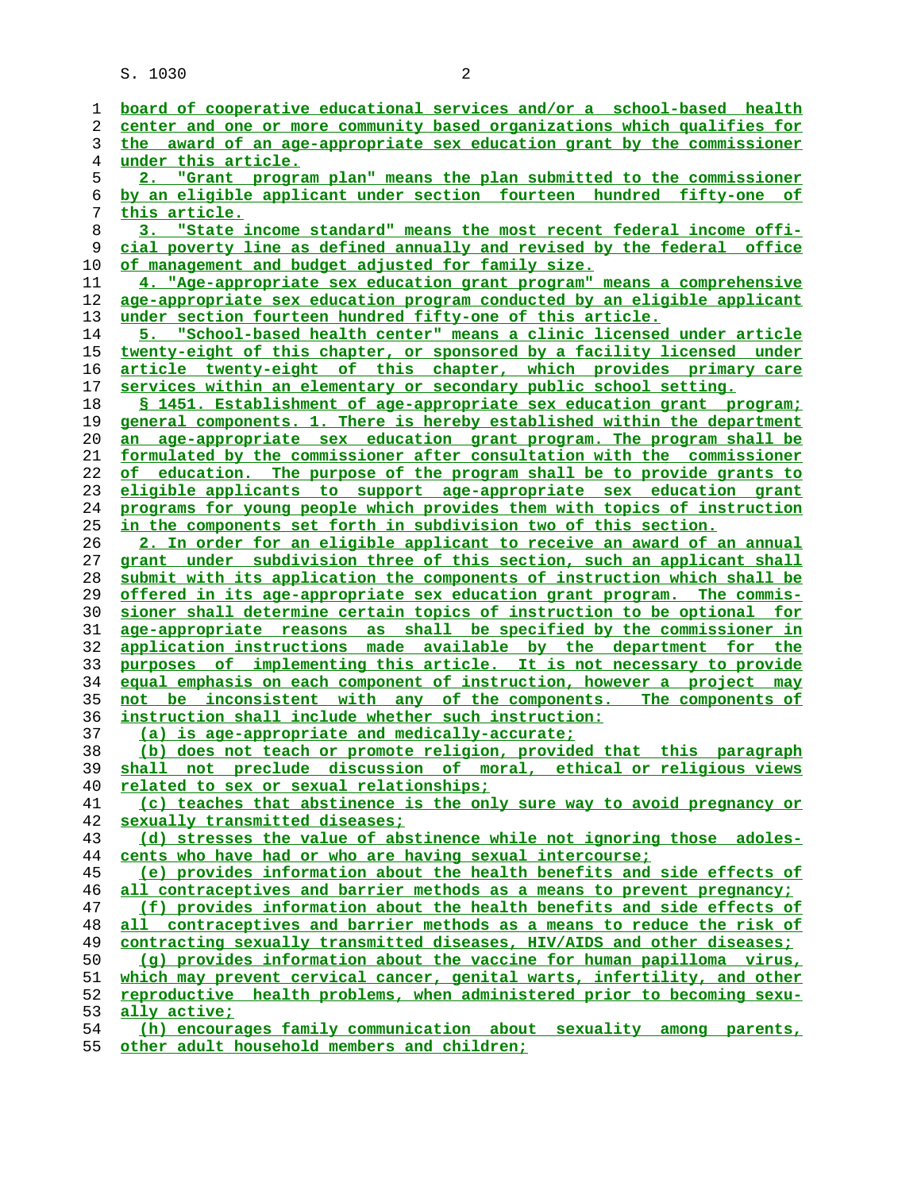board of cooperative educational services and/or a school-based health center and one or more community based organizations which qualifies for the award of an age-appropriate sex education grant by the commissioner under this article.

2. "Grant program plan" means the plan submitted to the commissioner by an eligible applicant under section fourteen hundred fifty-one of this article.

3. "State income standard" means the most recent federal income official poverty line as defined annually and revised by the federal office of management and budget adjusted for family size.

4. "Age-appropriate sex education grant program" means a comprehensive age-appropriate sex education program conducted by an eligible applicant under section fourteen hundred fifty-one of this article.

5. "School-based health center" means a clinic licensed under article twenty-eight of this chapter, or sponsored by a facility licensed under article twenty-eight of this chapter, which provides primary care services within an elementary or secondary public school setting.

§ 1451. Establishment of age-appropriate sex education grant program; general components. 1. There is hereby established within the department an age-appropriate sex education grant program. The program shall be formulated by the commissioner after consultation with the commissioner of education. The purpose of the program shall be to provide grants to eligible applicants to support age-appropriate sex education grant programs for young people which provides them with topics of instruction in the components set forth in subdivision two of this section.

2. In order for an eligible applicant to receive an award of an annual grant under subdivision three of this section, such an applicant shall submit with its application the components of instruction which shall be offered in its age-appropriate sex education grant program. The commissioner shall determine certain topics of instruction to be optional for age-appropriate reasons as shall be specified by the commissioner in application instructions made available by the department for the purposes of implementing this article. It is not necessary to provide equal emphasis on each component of instruction, however a project may not be inconsistent with any of the components. The components of instruction shall include whether such instruction:

(a) is age-appropriate and medically-accurate;

(b) does not teach or promote religion, provided that this paragraph shall not preclude discussion of moral, ethical or religious views related to sex or sexual relationships;

(c) teaches that abstinence is the only sure way to avoid pregnancy or sexually transmitted diseases;

(d) stresses the value of abstinence while not ignoring those adolescents who have had or who are having sexual intercourse;

(e) provides information about the health benefits and side effects of all contraceptives and barrier methods as a means to prevent pregnancy;

(f) provides information about the health benefits and side effects of all contraceptives and barrier methods as a means to reduce the risk of contracting sexually transmitted diseases, HIV/AIDS and other diseases;

(g) provides information about the vaccine for human papilloma virus, which may prevent cervical cancer, genital warts, infertility, and other reproductive health problems, when administered prior to becoming sexually active;

(h) encourages family communication about sexuality among parents, other adult household members and children;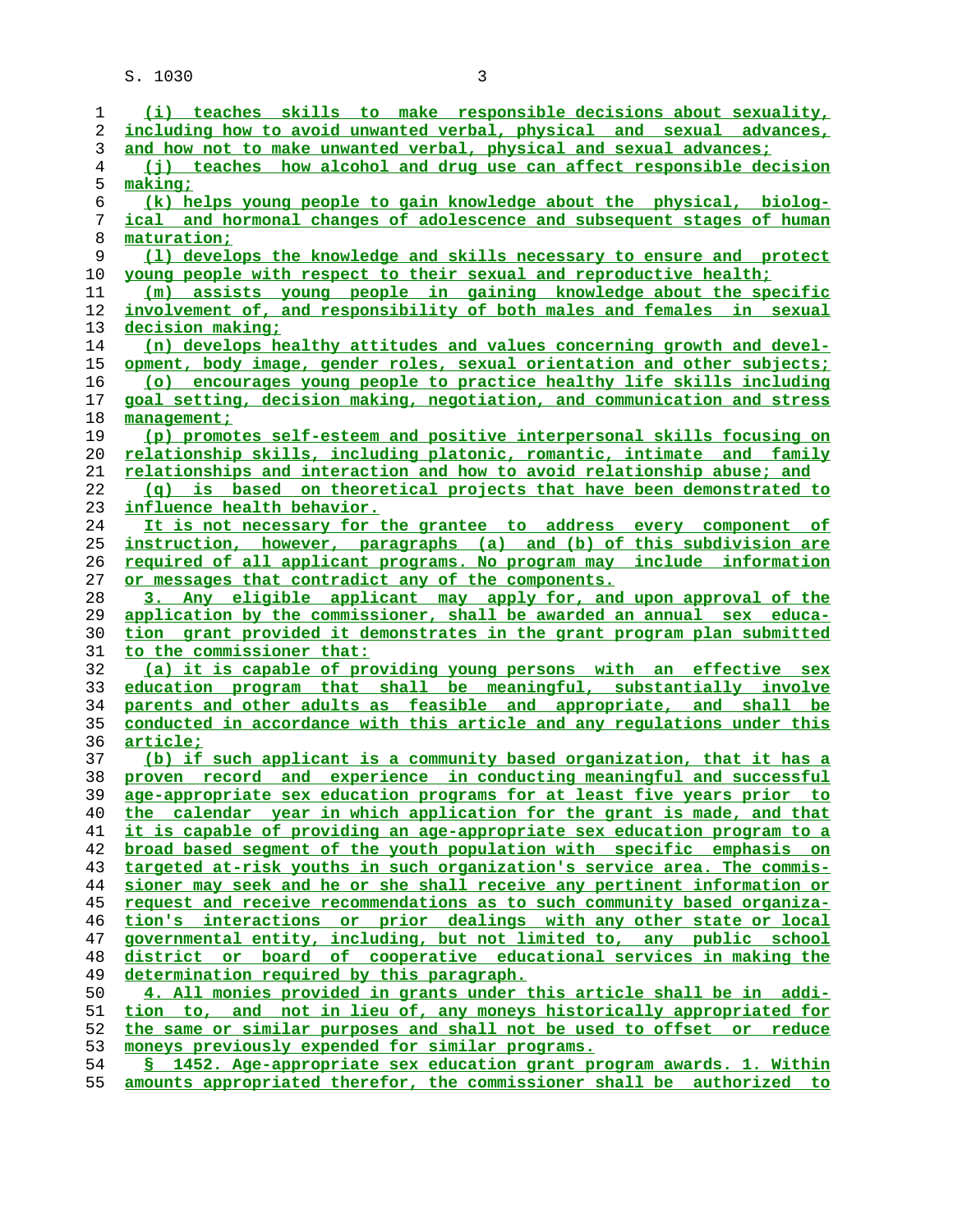(i) teaches skills to make responsible decisions about sexuality, including how to avoid unwanted verbal, physical and sexual advances, and how not to make unwanted verbal, physical and sexual advances;

(j) teaches how alcohol and drug use can affect responsible decision making;

(k) helps young people to gain knowledge about the physical, biological and hormonal changes of adolescence and subsequent stages of human maturation;

(l) develops the knowledge and skills necessary to ensure and protect young people with respect to their sexual and reproductive health;

(m) assists young people in gaining knowledge about the specific involvement of, and responsibility of both males and females in sexual decision making;

(n) develops healthy attitudes and values concerning growth and development, body image, gender roles, sexual orientation and other subjects;

(o) encourages young people to practice healthy life skills including goal setting, decision making, negotiation, and communication and stress management;

(p) promotes self-esteem and positive interpersonal skills focusing on relationship skills, including platonic, romantic, intimate and family relationships and interaction and how to avoid relationship abuse; and

(q) is based on theoretical projects that have been demonstrated to influence health behavior.

It is not necessary for the grantee to address every component of instruction, however, paragraphs (a) and (b) of this subdivision are required of all applicant programs. No program may include information or messages that contradict any of the components.

3. Any eligible applicant may apply for, and upon approval of the application by the commissioner, shall be awarded an annual sex education grant provided it demonstrates in the grant program plan submitted to the commissioner that:

(a) it is capable of providing young persons with an effective sex education program that shall be meaningful, substantially involve parents and other adults as feasible and appropriate, and shall be conducted in accordance with this article and any regulations under this article;

(b) if such applicant is a community based organization, that it has a proven record and experience in conducting meaningful and successful age-appropriate sex education programs for at least five years prior to the calendar year in which application for the grant is made, and that it is capable of providing an age-appropriate sex education program to a broad based segment of the youth population with specific emphasis on targeted at-risk youths in such organization's service area. The commissioner may seek and he or she shall receive any pertinent information or request and receive recommendations as to such community based organization's interactions or prior dealings with any other state or local governmental entity, including, but not limited to, any public school district or board of cooperative educational services in making the determination required by this paragraph.

4. All monies provided in grants under this article shall be in addition to, and not in lieu of, any moneys historically appropriated for the same or similar purposes and shall not be used to offset or reduce moneys previously expended for similar programs.

§ 1452. Age-appropriate sex education grant program awards. 1. Within amounts appropriated therefor, the commissioner shall be authorized to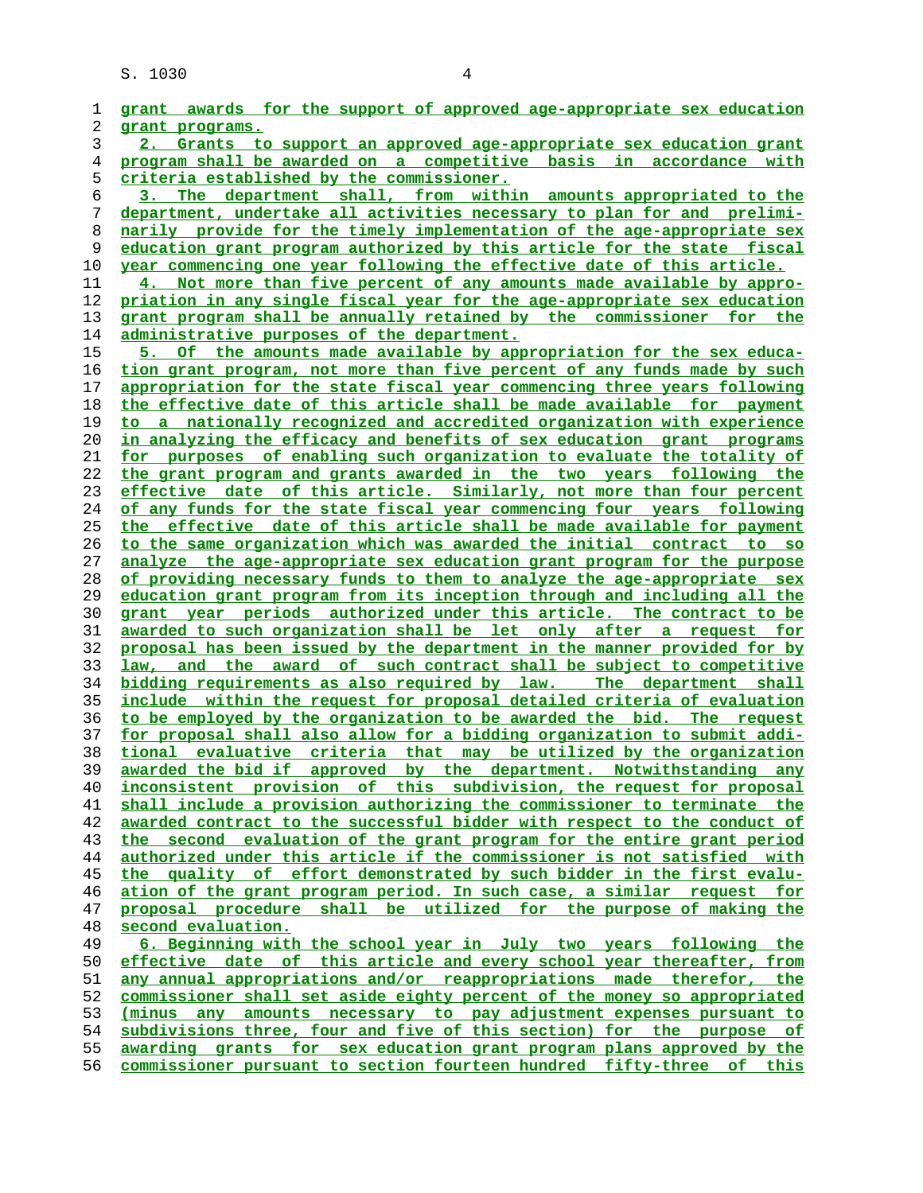grant awards for the support of approved age-appropriate sex education grant programs.

2. Grants to support an approved age-appropriate sex education grant program shall be awarded on a competitive basis in accordance with criteria established by the commissioner.

3. The department shall, from within amounts appropriated to the department, undertake all activities necessary to plan for and preliminarily provide for the timely implementation of the age-appropriate sex education grant program authorized by this article for the state fiscal year commencing one year following the effective date of this article.

4. Not more than five percent of any amounts made available by appropriation in any single fiscal year for the age-appropriate sex education grant program shall be annually retained by the commissioner for the administrative purposes of the department.

5. Of the amounts made available by appropriation for the sex education grant program, not more than five percent of any funds made by such appropriation for the state fiscal year commencing three years following the effective date of this article shall be made available for payment to a nationally recognized and accredited organization with experience in analyzing the efficacy and benefits of sex education grant programs for purposes of enabling such organization to evaluate the totality of the grant program and grants awarded in the two years following the effective date of this article. Similarly, not more than four percent of any funds for the state fiscal year commencing four years following the effective date of this article shall be made available for payment to the same organization which was awarded the initial contract to so analyze the age-appropriate sex education grant program for the purpose of providing necessary funds to them to analyze the age-appropriate sex education grant program from its inception through and including all the grant year periods authorized under this article. The contract to be awarded to such organization shall be let only after a request for proposal has been issued by the department in the manner provided for by law, and the award of such contract shall be subject to competitive bidding requirements as also required by law. The department shall include within the request for proposal detailed criteria of evaluation to be employed by the organization to be awarded the bid. The request for proposal shall also allow for a bidding organization to submit additional evaluative criteria that may be utilized by the organization awarded the bid if approved by the department. Notwithstanding any inconsistent provision of this subdivision, the request for proposal shall include a provision authorizing the commissioner to terminate the awarded contract to the successful bidder with respect to the conduct of the second evaluation of the grant program for the entire grant period authorized under this article if the commissioner is not satisfied with the quality of effort demonstrated by such bidder in the first evaluation of the grant program period. In such case, a similar request for proposal procedure shall be utilized for the purpose of making the second evaluation.

6. Beginning with the school year in July two years following the effective date of this article and every school year thereafter, from any annual appropriations and/or reappropriations made therefor, the commissioner shall set aside eighty percent of the money so appropriated (minus any amounts necessary to pay adjustment expenses pursuant to subdivisions three, four and five of this section) for the purpose of awarding grants for sex education grant program plans approved by the commissioner pursuant to section fourteen hundred fifty-three of this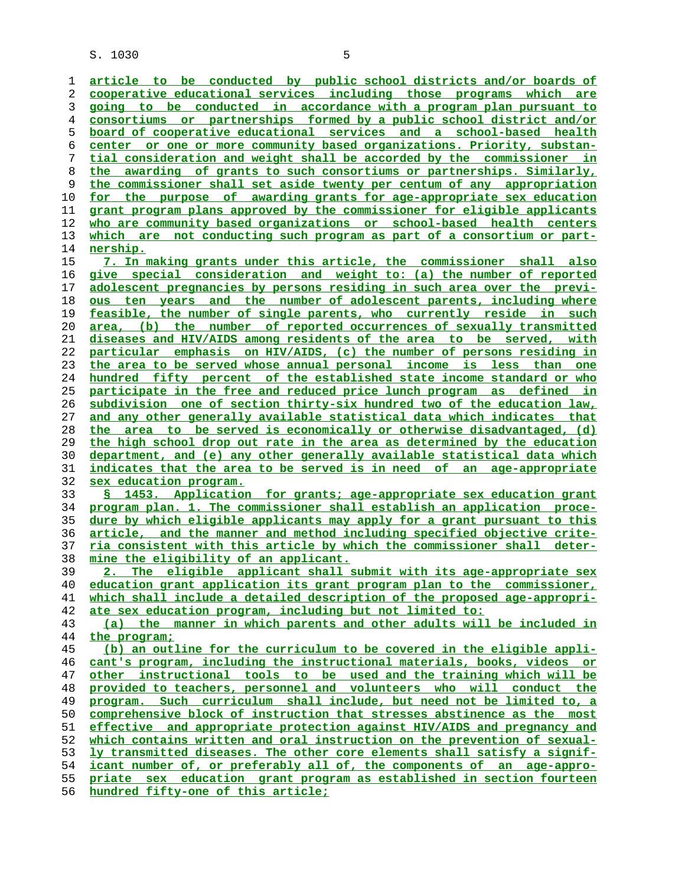article to be conducted by public school districts and/or boards of cooperative educational services including those programs which are going to be conducted in accordance with a program plan pursuant to consortiums or partnerships formed by a public school district and/or board of cooperative educational services and a school-based health center or one or more community based organizations. Priority, substantial consideration and weight shall be accorded by the commissioner in the awarding of grants to such consortiums or partnerships. Similarly, the commissioner shall set aside twenty per centum of any appropriation for the purpose of awarding grants for age-appropriate sex education grant program plans approved by the commissioner for eligible applicants who are community based organizations or school-based health centers which are not conducting such program as part of a consortium or partnership.

7. In making grants under this article, the commissioner shall also give special consideration and weight to: (a) the number of reported adolescent pregnancies by persons residing in such area over the previous ten years and the number of adolescent parents, including where feasible, the number of single parents, who currently reside in such area, (b) the number of reported occurrences of sexually transmitted diseases and HIV/AIDS among residents of the area to be served, with particular emphasis on HIV/AIDS, (c) the number of persons residing in the area to be served whose annual personal income is less than one hundred fifty percent of the established state income standard or who participate in the free and reduced price lunch program as defined in subdivision one of section thirty-six hundred two of the education law, and any other generally available statistical data which indicates that the area to be served is economically or otherwise disadvantaged, (d) the high school drop out rate in the area as determined by the education department, and (e) any other generally available statistical data which indicates that the area to be served is in need of an age-appropriate sex education program.

§ 1453. Application for grants; age-appropriate sex education grant program plan. 1. The commissioner shall establish an application procedure by which eligible applicants may apply for a grant pursuant to this article, and the manner and method including specified objective criteria consistent with this article by which the commissioner shall determine the eligibility of an applicant.

2. The eligible applicant shall submit with its age-appropriate sex education grant application its grant program plan to the commissioner, which shall include a detailed description of the proposed age-appropriate sex education program, including but not limited to:

(a) the manner in which parents and other adults will be included in the program;

(b) an outline for the curriculum to be covered in the eligible applicant's program, including the instructional materials, books, videos or other instructional tools to be used and the training which will be provided to teachers, personnel and volunteers who will conduct the program. Such curriculum shall include, but need not be limited to, a comprehensive block of instruction that stresses abstinence as the most effective and appropriate protection against HIV/AIDS and pregnancy and which contains written and oral instruction on the prevention of sexually transmitted diseases. The other core elements shall satisfy a significant number of, or preferably all of, the components of an age-appropriate sex education grant program as established in section fourteen hundred fifty-one of this article;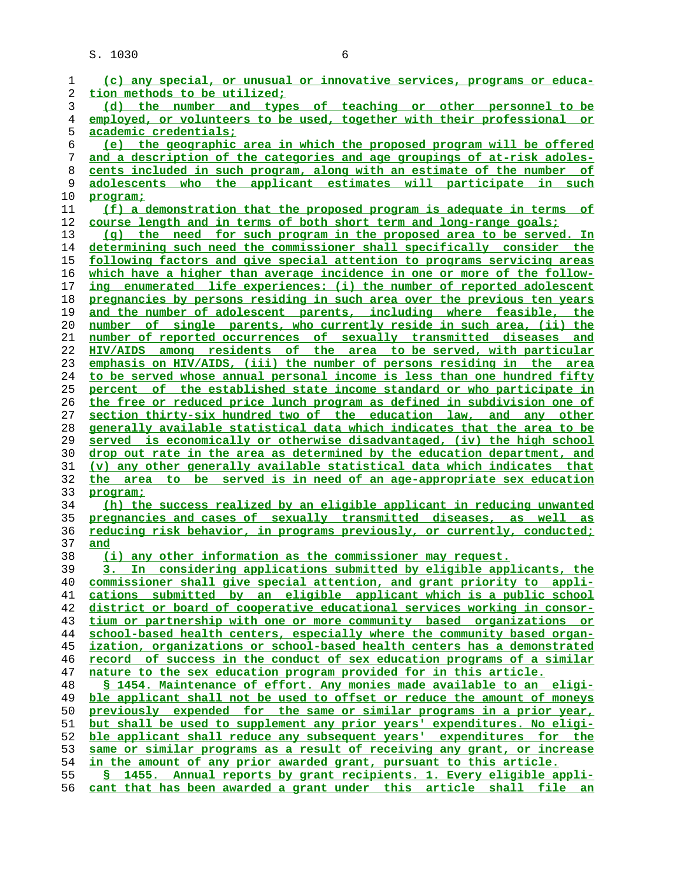(c) any special, or unusual or innovative services, programs or education methods to be utilized;

(d) the number and types of teaching or other personnel to be employed, or volunteers to be used, together with their professional or academic credentials;

(e) the geographic area in which the proposed program will be offered and a description of the categories and age groupings of at-risk adolescents included in such program, along with an estimate of the number of adolescents who the applicant estimates will participate in such program;

(f) a demonstration that the proposed program is adequate in terms of course length and in terms of both short term and long-range goals;

(g) the need for such program in the proposed area to be served. In determining such need the commissioner shall specifically consider the following factors and give special attention to programs servicing areas which have a higher than average incidence in one or more of the following enumerated life experiences: (i) the number of reported adolescent pregnancies by persons residing in such area over the previous ten years and the number of adolescent parents, including where feasible, the number of single parents, who currently reside in such area, (ii) the number of reported occurrences of sexually transmitted diseases and HIV/AIDS among residents of the area to be served, with particular emphasis on HIV/AIDS, (iii) the number of persons residing in the area to be served whose annual personal income is less than one hundred fifty percent of the established state income standard or who participate in the free or reduced price lunch program as defined in subdivision one of section thirty-six hundred two of the education law, and any other generally available statistical data which indicates that the area to be served is economically or otherwise disadvantaged, (iv) the high school drop out rate in the area as determined by the education department, and (v) any other generally available statistical data which indicates that the area to be served is in need of an age-appropriate sex education program;

(h) the success realized by an eligible applicant in reducing unwanted pregnancies and cases of sexually transmitted diseases, as well as reducing risk behavior, in programs previously, or currently, conducted; and

(i) any other information as the commissioner may request.

3. In considering applications submitted by eligible applicants, the commissioner shall give special attention, and grant priority to applications submitted by an eligible applicant which is a public school district or board of cooperative educational services working in consortium or partnership with one or more community based organizations or school-based health centers, especially where the community based organization, organizations or school-based health centers has a demonstrated record of success in the conduct of sex education programs of a similar nature to the sex education program provided for in this article.

§ 1454. Maintenance of effort. Any monies made available to an eligible applicant shall not be used to offset or reduce the amount of moneys previously expended for the same or similar programs in a prior year, but shall be used to supplement any prior years' expenditures. No eligible applicant shall reduce any subsequent years' expenditures for the same or similar programs as a result of receiving any grant, or increase in the amount of any prior awarded grant, pursuant to this article.

§ 1455. Annual reports by grant recipients. 1. Every eligible applicant that has been awarded a grant under this article shall file an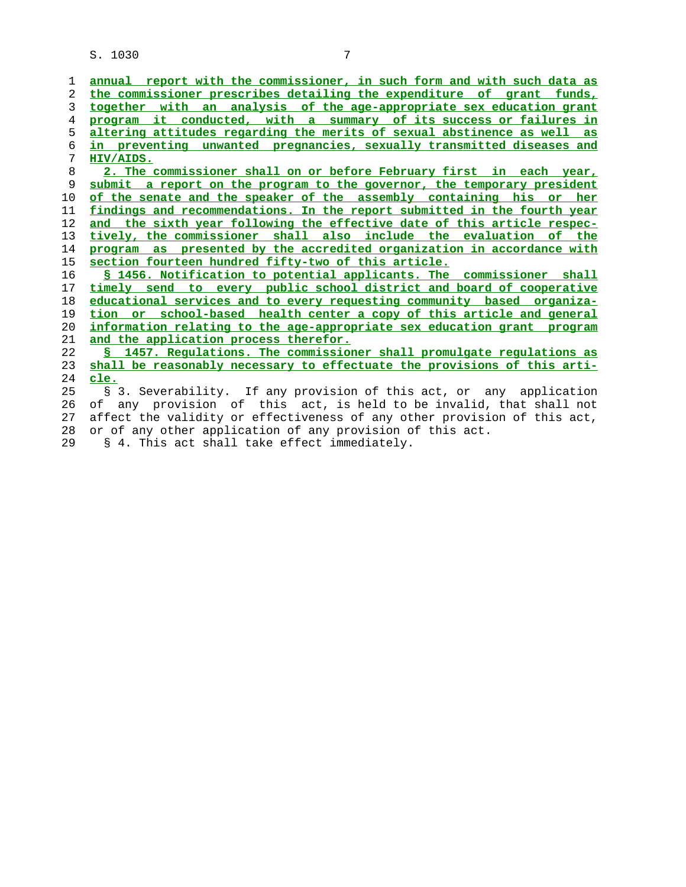annual report with the commissioner, in such form and with such data as the commissioner prescribes detailing the expenditure of grant funds, together with an analysis of the age-appropriate sex education grant program it conducted, with a summary of its success or failures in altering attitudes regarding the merits of sexual abstinence as well as in preventing unwanted pregnancies, sexually transmitted diseases and HIV/AIDS.

2. The commissioner shall on or before February first in each year, submit a report on the program to the governor, the temporary president of the senate and the speaker of the assembly containing his or her findings and recommendations. In the report submitted in the fourth year and the sixth year following the effective date of this article respectively, the commissioner shall also include the evaluation of the program as presented by the accredited organization in accordance with section fourteen hundred fifty-two of this article.

§ 1456. Notification to potential applicants. The commissioner shall timely send to every public school district and board of cooperative educational services and to every requesting community based organization or school-based health center a copy of this article and general information relating to the age-appropriate sex education grant program and the application process therefor.

§ 1457. Regulations. The commissioner shall promulgate regulations as shall be reasonably necessary to effectuate the provisions of this article.

§ 3. Severability. If any provision of this act, or any application of any provision of this act, is held to be invalid, that shall not affect the validity or effectiveness of any other provision of this act, or of any other application of any provision of this act.

§ 4. This act shall take effect immediately.